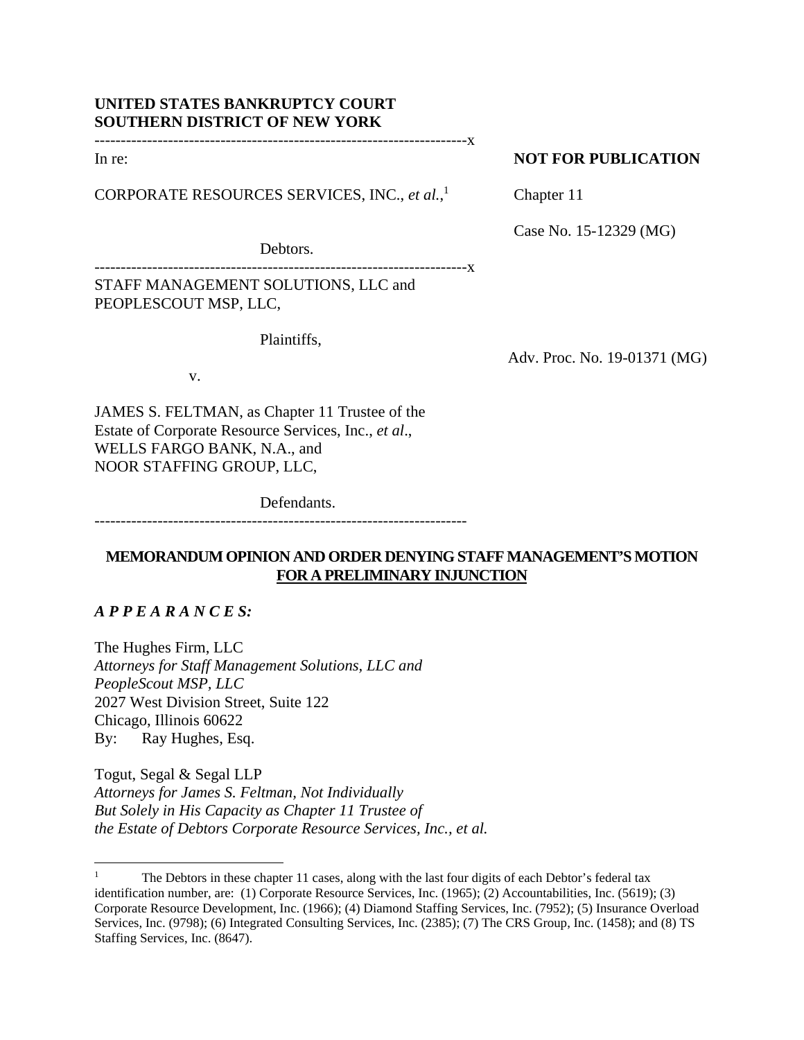**UNITED STATES BANKRUPTCY COURT**
**SOUTHERN DISTRICT OF NEW YORK**

---

In re:

CORPORATE RESOURCES SERVICES, INC., *et al.*,[1]

Debtors.

**NOT FOR PUBLICATION**

Chapter 11

Case No. 15-12329 (MG)

---

STAFF MANAGEMENT SOLUTIONS, LLC and PEOPLESCOUT MSP, LLC,

Plaintiffs,

v.

JAMES S. FELTMAN, as Chapter 11 Trustee of the Estate of Corporate Resource Services, Inc., *et al*., WELLS FARGO BANK, N.A., and NOOR STAFFING GROUP, LLC,

Defendants.

Adv. Proc. No. 19-01371 (MG)

---

**MEMORANDUM OPINION AND ORDER DENYING STAFF MANAGEMENT'S MOTION FOR A PRELIMINARY INJUNCTION**

***A P P E A R A N C E S:***

The Hughes Firm, LLC
*Attorneys for Staff Management Solutions, LLC and PeopleScout MSP, LLC*
2027 West Division Street, Suite 122
Chicago, Illinois 60622
By: Ray Hughes, Esq.

Togut, Segal & Segal LLP
*Attorneys for James S. Feltman, Not Individually But Solely in His Capacity as Chapter 11 Trustee of the Estate of Debtors Corporate Resource Services, Inc., et al.*

---

[1] The Debtors in these chapter 11 cases, along with the last four digits of each Debtor's federal tax identification number, are: (1) Corporate Resource Services, Inc. (1965); (2) Accountabilities, Inc. (5619); (3) Corporate Resource Development, Inc. (1966); (4) Diamond Staffing Services, Inc. (7952); (5) Insurance Overload Services, Inc. (9798); (6) Integrated Consulting Services, Inc. (2385); (7) The CRS Group, Inc. (1458); and (8) TS Staffing Services, Inc. (8647).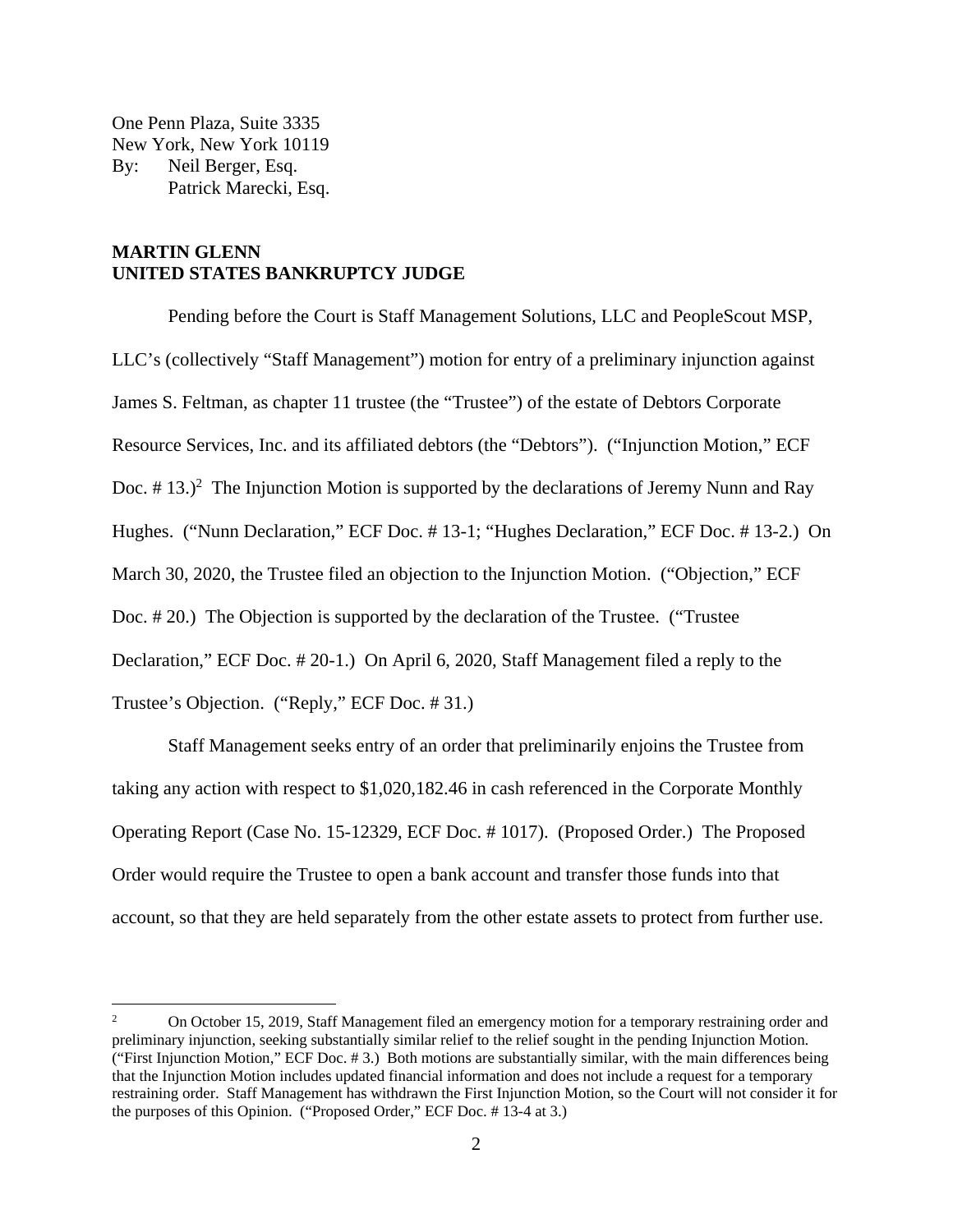One Penn Plaza, Suite 3335
New York, New York 10119
By: Neil Berger, Esq.
Patrick Marecki, Esq.

**MARTIN GLENN**
**UNITED STATES BANKRUPTCY JUDGE**

Pending before the Court is Staff Management Solutions, LLC and PeopleScout MSP, LLC's (collectively "Staff Management") motion for entry of a preliminary injunction against James S. Feltman, as chapter 11 trustee (the "Trustee") of the estate of Debtors Corporate Resource Services, Inc. and its affiliated debtors (the "Debtors"). ("Injunction Motion," ECF Doc. # 13.)[2] The Injunction Motion is supported by the declarations of Jeremy Nunn and Ray Hughes. ("Nunn Declaration," ECF Doc. # 13-1; "Hughes Declaration," ECF Doc. # 13-2.) On March 30, 2020, the Trustee filed an objection to the Injunction Motion. ("Objection," ECF Doc. # 20.) The Objection is supported by the declaration of the Trustee. ("Trustee Declaration," ECF Doc. # 20-1.) On April 6, 2020, Staff Management filed a reply to the Trustee's Objection. ("Reply," ECF Doc. # 31.)

Staff Management seeks entry of an order that preliminarily enjoins the Trustee from taking any action with respect to $1,020,182.46 in cash referenced in the Corporate Monthly Operating Report (Case No. 15-12329, ECF Doc. # 1017). (Proposed Order.) The Proposed Order would require the Trustee to open a bank account and transfer those funds into that account, so that they are held separately from the other estate assets to protect from further use.

---

[2] On October 15, 2019, Staff Management filed an emergency motion for a temporary restraining order and preliminary injunction, seeking substantially similar relief to the relief sought in the pending Injunction Motion. ("First Injunction Motion," ECF Doc. # 3.) Both motions are substantially similar, with the main differences being that the Injunction Motion includes updated financial information and does not include a request for a temporary restraining order. Staff Management has withdrawn the First Injunction Motion, so the Court will not consider it for the purposes of this Opinion. ("Proposed Order," ECF Doc. # 13-4 at 3.)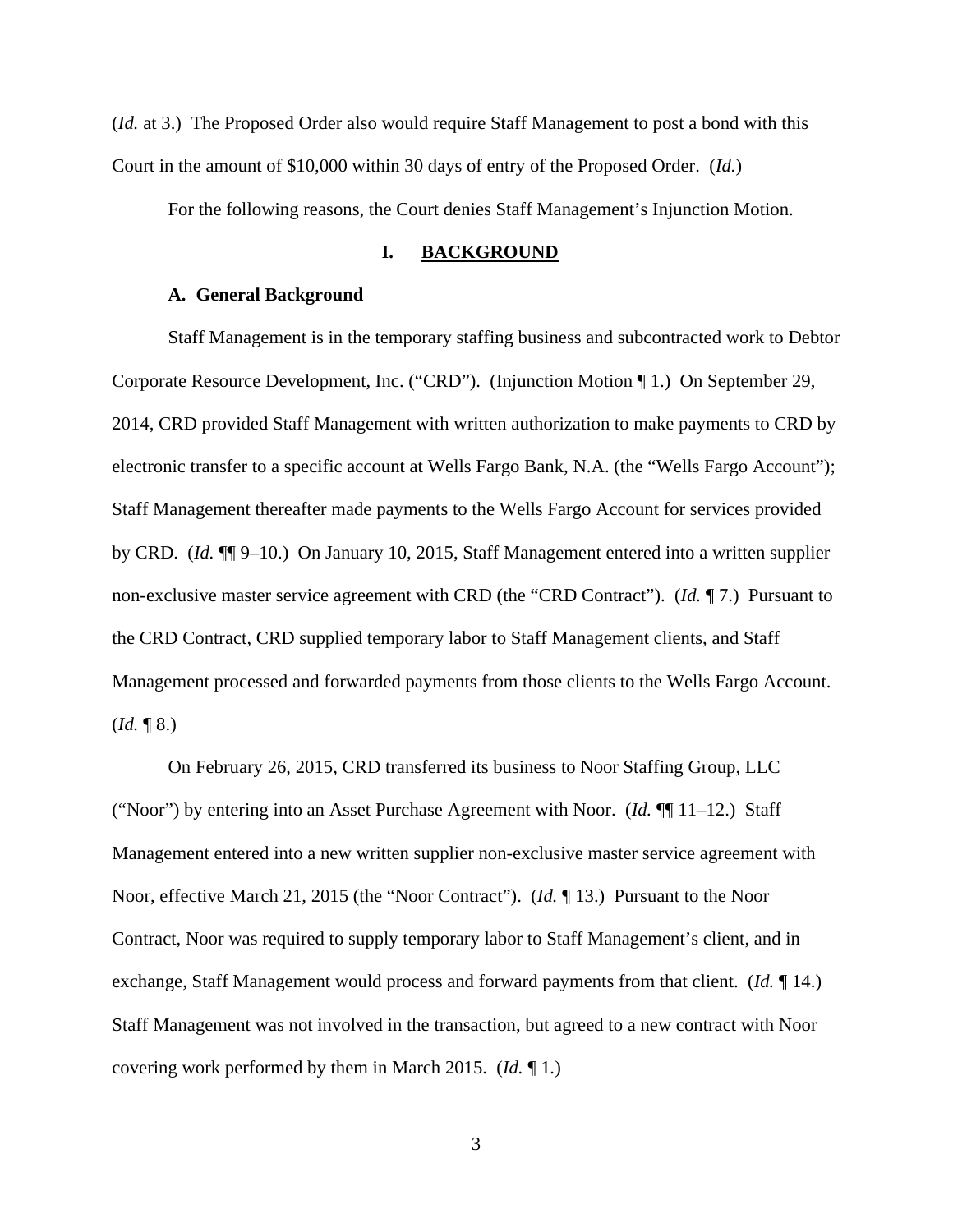(*Id.* at 3.) The Proposed Order also would require Staff Management to post a bond with this Court in the amount of $10,000 within 30 days of entry of the Proposed Order. (*Id.*)

For the following reasons, the Court denies Staff Management's Injunction Motion.

## I. BACKGROUND

### A. General Background

Staff Management is in the temporary staffing business and subcontracted work to Debtor Corporate Resource Development, Inc. ("CRD"). (Injunction Motion ¶ 1.) On September 29, 2014, CRD provided Staff Management with written authorization to make payments to CRD by electronic transfer to a specific account at Wells Fargo Bank, N.A. (the "Wells Fargo Account"); Staff Management thereafter made payments to the Wells Fargo Account for services provided by CRD. (*Id.* ¶¶ 9–10.) On January 10, 2015, Staff Management entered into a written supplier non-exclusive master service agreement with CRD (the "CRD Contract"). (*Id.* ¶ 7.) Pursuant to the CRD Contract, CRD supplied temporary labor to Staff Management clients, and Staff Management processed and forwarded payments from those clients to the Wells Fargo Account. (*Id.* ¶ 8.)

On February 26, 2015, CRD transferred its business to Noor Staffing Group, LLC ("Noor") by entering into an Asset Purchase Agreement with Noor. (*Id.* ¶¶ 11–12.) Staff Management entered into a new written supplier non-exclusive master service agreement with Noor, effective March 21, 2015 (the "Noor Contract"). (*Id.* ¶ 13.) Pursuant to the Noor Contract, Noor was required to supply temporary labor to Staff Management's client, and in exchange, Staff Management would process and forward payments from that client. (*Id.* ¶ 14.) Staff Management was not involved in the transaction, but agreed to a new contract with Noor covering work performed by them in March 2015. (*Id.* ¶ 1.)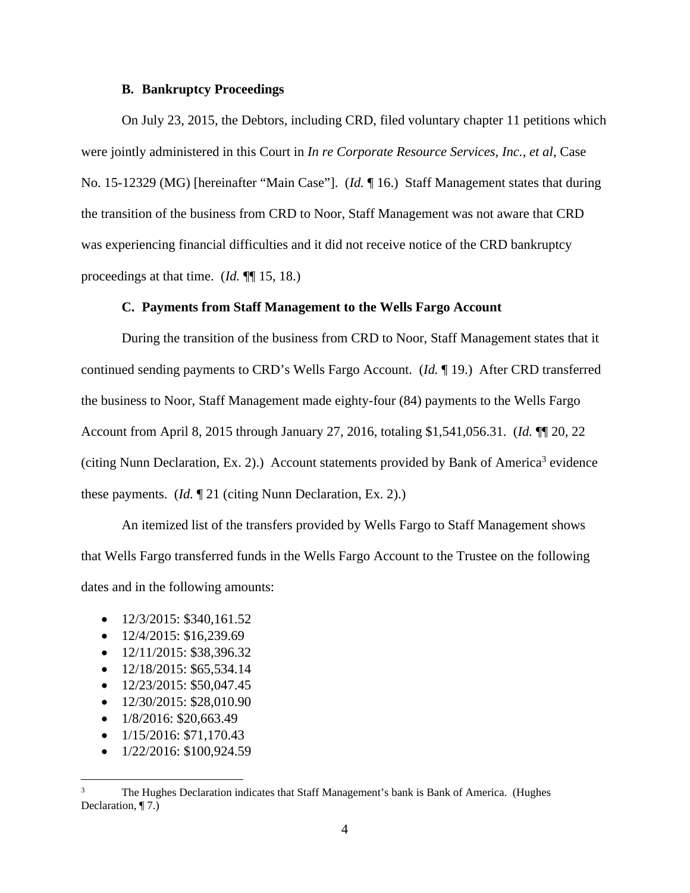### B. Bankruptcy Proceedings

On July 23, 2015, the Debtors, including CRD, filed voluntary chapter 11 petitions which were jointly administered in this Court in *In re Corporate Resource Services, Inc., et al*, Case No. 15-12329 (MG) [hereinafter "Main Case"]. (*Id.* ¶ 16.) Staff Management states that during the transition of the business from CRD to Noor, Staff Management was not aware that CRD was experiencing financial difficulties and it did not receive notice of the CRD bankruptcy proceedings at that time. (*Id.* ¶¶ 15, 18.)

### C. Payments from Staff Management to the Wells Fargo Account

During the transition of the business from CRD to Noor, Staff Management states that it continued sending payments to CRD's Wells Fargo Account. (*Id.* ¶ 19.) After CRD transferred the business to Noor, Staff Management made eighty-four (84) payments to the Wells Fargo Account from April 8, 2015 through January 27, 2016, totaling $1,541,056.31. (*Id.* ¶¶ 20, 22 (citing Nunn Declaration, Ex. 2).) Account statements provided by Bank of America[3] evidence these payments. (*Id.* ¶ 21 (citing Nunn Declaration, Ex. 2).)

An itemized list of the transfers provided by Wells Fargo to Staff Management shows that Wells Fargo transferred funds in the Wells Fargo Account to the Trustee on the following dates and in the following amounts:

- 12/3/2015: $340,161.52
- 12/4/2015: $16,239.69
- 12/11/2015: $38,396.32
- 12/18/2015: $65,534.14
- 12/23/2015: $50,047.45
- 12/30/2015: $28,010.90
- 1/8/2016: $20,663.49
- 1/15/2016: $71,170.43
- 1/22/2016: $100,924.59

[3] The Hughes Declaration indicates that Staff Management's bank is Bank of America. (Hughes Declaration, ¶ 7.)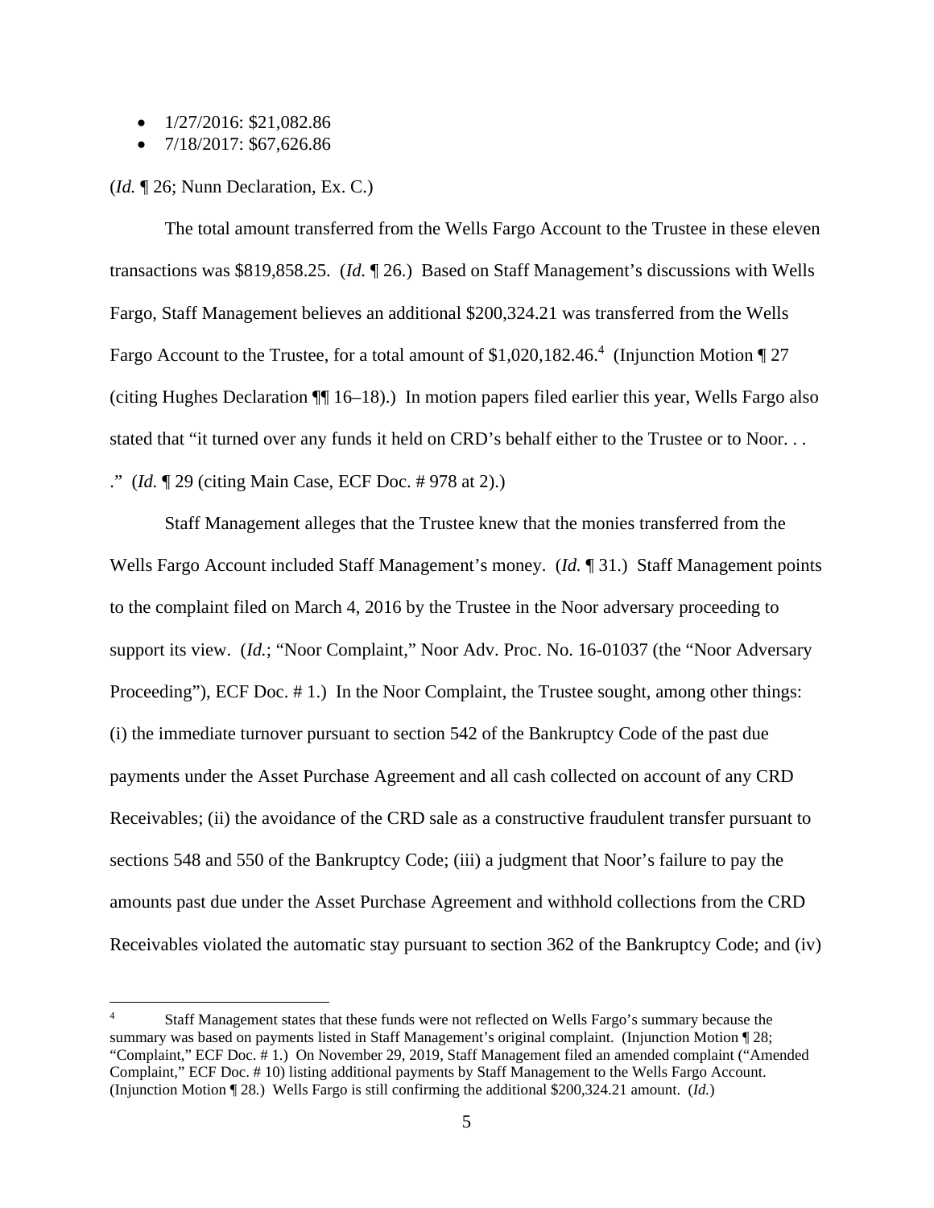- 1/27/2016: $21,082.86
- 7/18/2017: $67,626.86

(*Id.* ¶ 26; Nunn Declaration, Ex. C.)

The total amount transferred from the Wells Fargo Account to the Trustee in these eleven transactions was $819,858.25. (*Id.* ¶ 26.) Based on Staff Management's discussions with Wells Fargo, Staff Management believes an additional $200,324.21 was transferred from the Wells Fargo Account to the Trustee, for a total amount of $1,020,182.46.[4] (Injunction Motion ¶ 27 (citing Hughes Declaration ¶¶ 16–18).) In motion papers filed earlier this year, Wells Fargo also stated that "it turned over any funds it held on CRD's behalf either to the Trustee or to Noor. . . ." (*Id.* ¶ 29 (citing Main Case, ECF Doc. # 978 at 2).)

Staff Management alleges that the Trustee knew that the monies transferred from the Wells Fargo Account included Staff Management's money. (*Id.* ¶ 31.) Staff Management points to the complaint filed on March 4, 2016 by the Trustee in the Noor adversary proceeding to support its view. (*Id.*; "Noor Complaint," Noor Adv. Proc. No. 16-01037 (the "Noor Adversary Proceeding"), ECF Doc. # 1.) In the Noor Complaint, the Trustee sought, among other things: (i) the immediate turnover pursuant to section 542 of the Bankruptcy Code of the past due payments under the Asset Purchase Agreement and all cash collected on account of any CRD Receivables; (ii) the avoidance of the CRD sale as a constructive fraudulent transfer pursuant to sections 548 and 550 of the Bankruptcy Code; (iii) a judgment that Noor's failure to pay the amounts past due under the Asset Purchase Agreement and withhold collections from the CRD Receivables violated the automatic stay pursuant to section 362 of the Bankruptcy Code; and (iv)

[4] Staff Management states that these funds were not reflected on Wells Fargo's summary because the summary was based on payments listed in Staff Management's original complaint. (Injunction Motion ¶ 28; "Complaint," ECF Doc. # 1.) On November 29, 2019, Staff Management filed an amended complaint ("Amended Complaint," ECF Doc. # 10) listing additional payments by Staff Management to the Wells Fargo Account. (Injunction Motion ¶ 28.) Wells Fargo is still confirming the additional $200,324.21 amount. (*Id.*)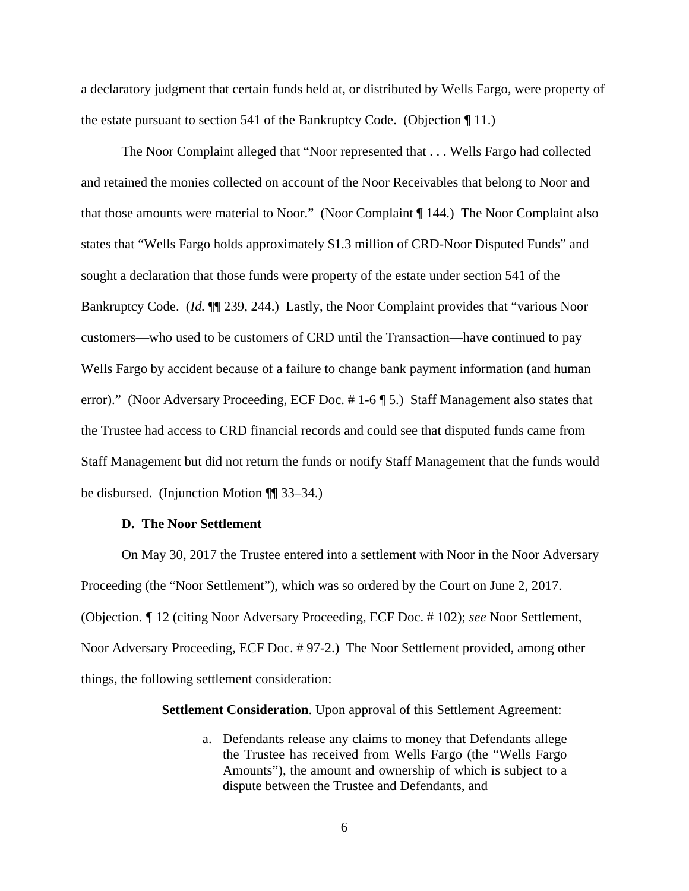a declaratory judgment that certain funds held at, or distributed by Wells Fargo, were property of the estate pursuant to section 541 of the Bankruptcy Code. (Objection ¶ 11.)

The Noor Complaint alleged that "Noor represented that . . . Wells Fargo had collected and retained the monies collected on account of the Noor Receivables that belong to Noor and that those amounts were material to Noor." (Noor Complaint ¶ 144.) The Noor Complaint also states that "Wells Fargo holds approximately $1.3 million of CRD-Noor Disputed Funds" and sought a declaration that those funds were property of the estate under section 541 of the Bankruptcy Code. (*Id.* ¶¶ 239, 244.) Lastly, the Noor Complaint provides that "various Noor customers—who used to be customers of CRD until the Transaction—have continued to pay Wells Fargo by accident because of a failure to change bank payment information (and human error)." (Noor Adversary Proceeding, ECF Doc. # 1-6 ¶ 5.) Staff Management also states that the Trustee had access to CRD financial records and could see that disputed funds came from Staff Management but did not return the funds or notify Staff Management that the funds would be disbursed. (Injunction Motion ¶¶ 33–34.)

### D. The Noor Settlement

On May 30, 2017 the Trustee entered into a settlement with Noor in the Noor Adversary Proceeding (the "Noor Settlement"), which was so ordered by the Court on June 2, 2017. (Objection. ¶ 12 (citing Noor Adversary Proceeding, ECF Doc. # 102); *see* Noor Settlement, Noor Adversary Proceeding, ECF Doc. # 97-2.) The Noor Settlement provided, among other things, the following settlement consideration:

> **Settlement Consideration**. Upon approval of this Settlement Agreement:
>
> a. Defendants release any claims to money that Defendants allege the Trustee has received from Wells Fargo (the "Wells Fargo Amounts"), the amount and ownership of which is subject to a dispute between the Trustee and Defendants, and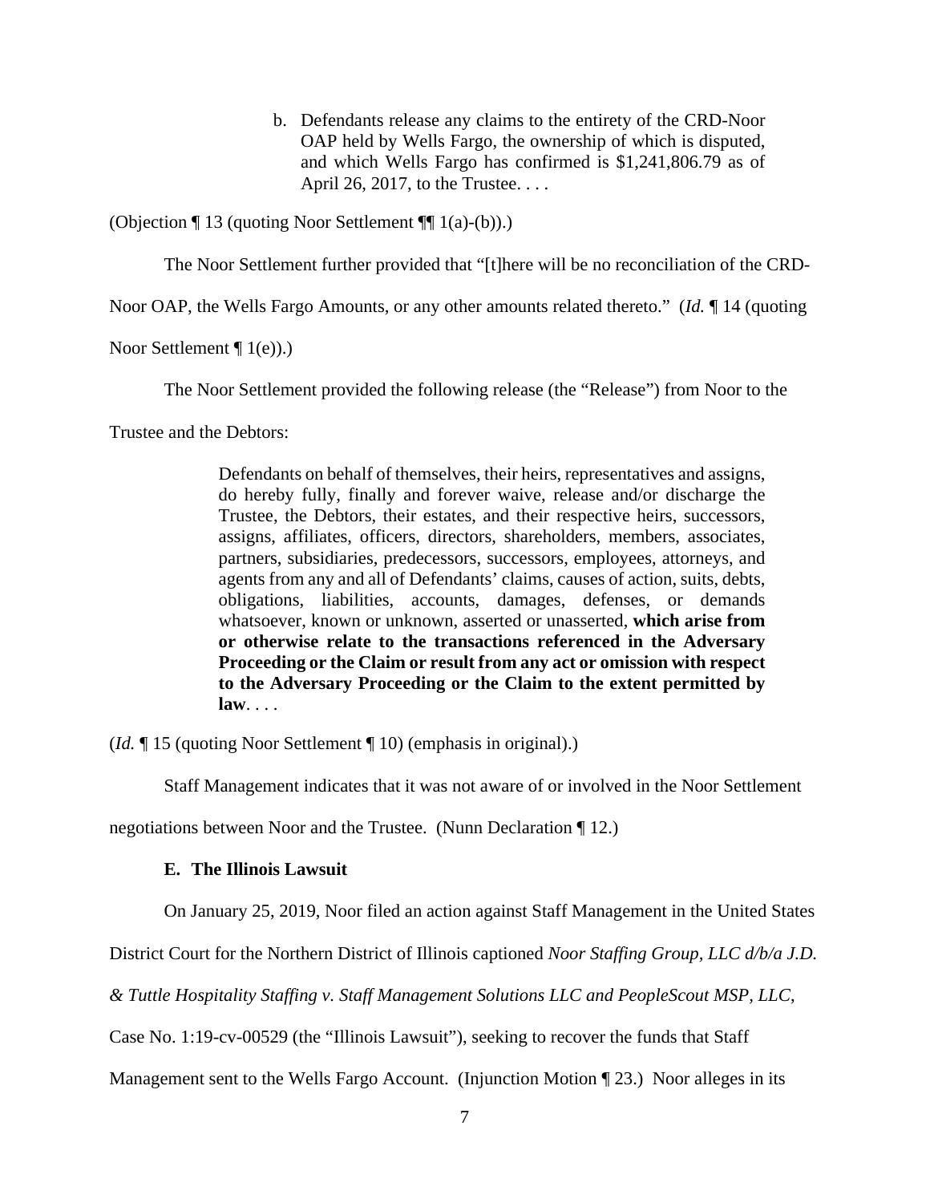> b. Defendants release any claims to the entirety of the CRD-Noor OAP held by Wells Fargo, the ownership of which is disputed, and which Wells Fargo has confirmed is $1,241,806.79 as of April 26, 2017, to the Trustee. . . .

(Objection ¶ 13 (quoting Noor Settlement ¶¶ 1(a)-(b)).)

The Noor Settlement further provided that "[t]here will be no reconciliation of the CRD-Noor OAP, the Wells Fargo Amounts, or any other amounts related thereto." (*Id.* ¶ 14 (quoting Noor Settlement ¶ 1(e)).)

The Noor Settlement provided the following release (the "Release") from Noor to the Trustee and the Debtors:

> Defendants on behalf of themselves, their heirs, representatives and assigns, do hereby fully, finally and forever waive, release and/or discharge the Trustee, the Debtors, their estates, and their respective heirs, successors, assigns, affiliates, officers, directors, shareholders, members, associates, partners, subsidiaries, predecessors, successors, employees, attorneys, and agents from any and all of Defendants' claims, causes of action, suits, debts, obligations, liabilities, accounts, damages, defenses, or demands whatsoever, known or unknown, asserted or unasserted, **which arise from or otherwise relate to the transactions referenced in the Adversary Proceeding or the Claim or result from any act or omission with respect to the Adversary Proceeding or the Claim to the extent permitted by law**. . . .

(*Id.* ¶ 15 (quoting Noor Settlement ¶ 10) (emphasis in original).)

Staff Management indicates that it was not aware of or involved in the Noor Settlement negotiations between Noor and the Trustee. (Nunn Declaration ¶ 12.)

### E. The Illinois Lawsuit

On January 25, 2019, Noor filed an action against Staff Management in the United States District Court for the Northern District of Illinois captioned *Noor Staffing Group, LLC d/b/a J.D. & Tuttle Hospitality Staffing v. Staff Management Solutions LLC and PeopleScout MSP, LLC*, Case No. 1:19-cv-00529 (the "Illinois Lawsuit"), seeking to recover the funds that Staff Management sent to the Wells Fargo Account. (Injunction Motion ¶ 23.) Noor alleges in its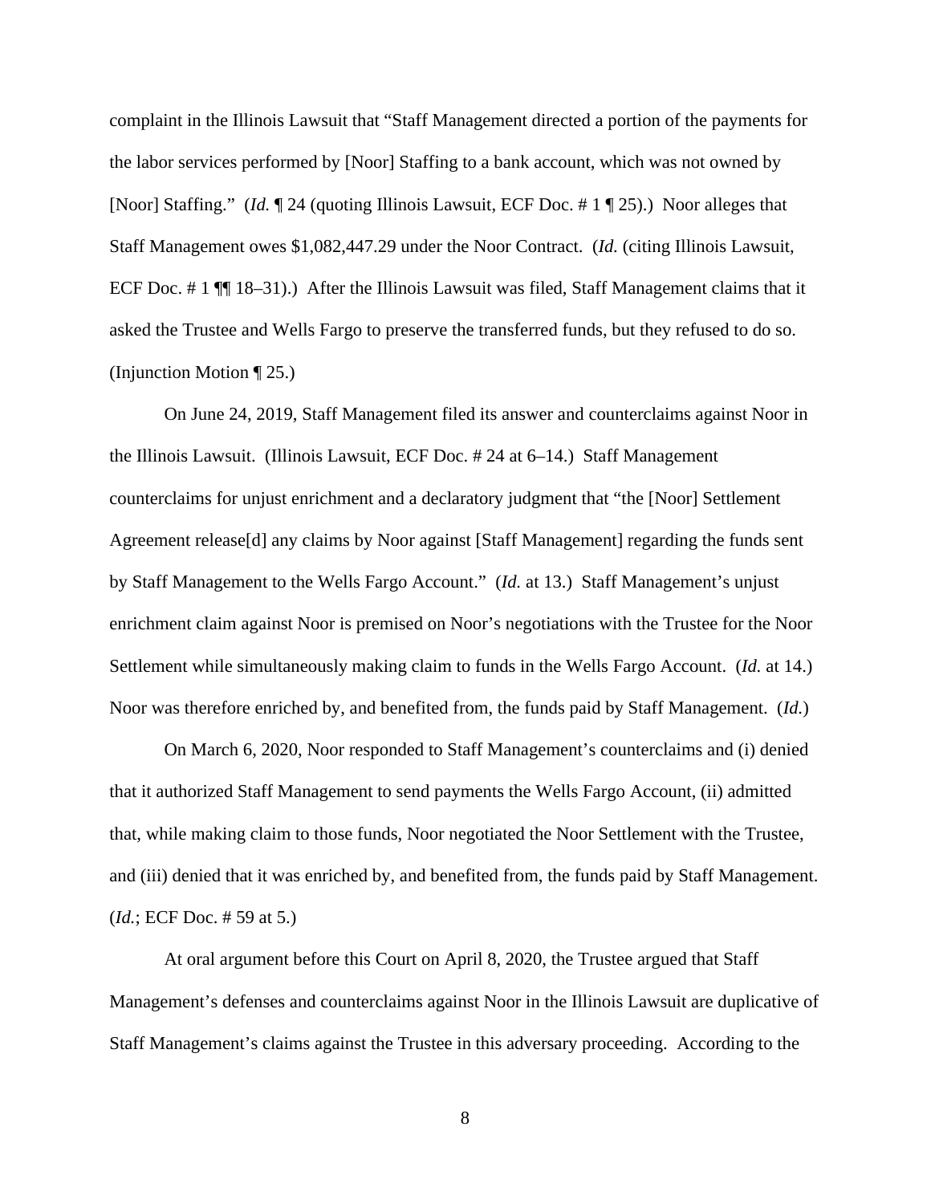complaint in the Illinois Lawsuit that "Staff Management directed a portion of the payments for the labor services performed by [Noor] Staffing to a bank account, which was not owned by [Noor] Staffing." (*Id.* ¶ 24 (quoting Illinois Lawsuit, ECF Doc. # 1 ¶ 25).) Noor alleges that Staff Management owes $1,082,447.29 under the Noor Contract. (*Id.* (citing Illinois Lawsuit, ECF Doc. # 1 ¶¶ 18–31).) After the Illinois Lawsuit was filed, Staff Management claims that it asked the Trustee and Wells Fargo to preserve the transferred funds, but they refused to do so. (Injunction Motion ¶ 25.)

On June 24, 2019, Staff Management filed its answer and counterclaims against Noor in the Illinois Lawsuit. (Illinois Lawsuit, ECF Doc. # 24 at 6–14.) Staff Management counterclaims for unjust enrichment and a declaratory judgment that "the [Noor] Settlement Agreement release[d] any claims by Noor against [Staff Management] regarding the funds sent by Staff Management to the Wells Fargo Account." (*Id.* at 13.) Staff Management's unjust enrichment claim against Noor is premised on Noor's negotiations with the Trustee for the Noor Settlement while simultaneously making claim to funds in the Wells Fargo Account. (*Id.* at 14.) Noor was therefore enriched by, and benefited from, the funds paid by Staff Management. (*Id.*)

On March 6, 2020, Noor responded to Staff Management's counterclaims and (i) denied that it authorized Staff Management to send payments the Wells Fargo Account, (ii) admitted that, while making claim to those funds, Noor negotiated the Noor Settlement with the Trustee, and (iii) denied that it was enriched by, and benefited from, the funds paid by Staff Management. (*Id.*; ECF Doc. # 59 at 5.)

At oral argument before this Court on April 8, 2020, the Trustee argued that Staff Management's defenses and counterclaims against Noor in the Illinois Lawsuit are duplicative of Staff Management's claims against the Trustee in this adversary proceeding. According to the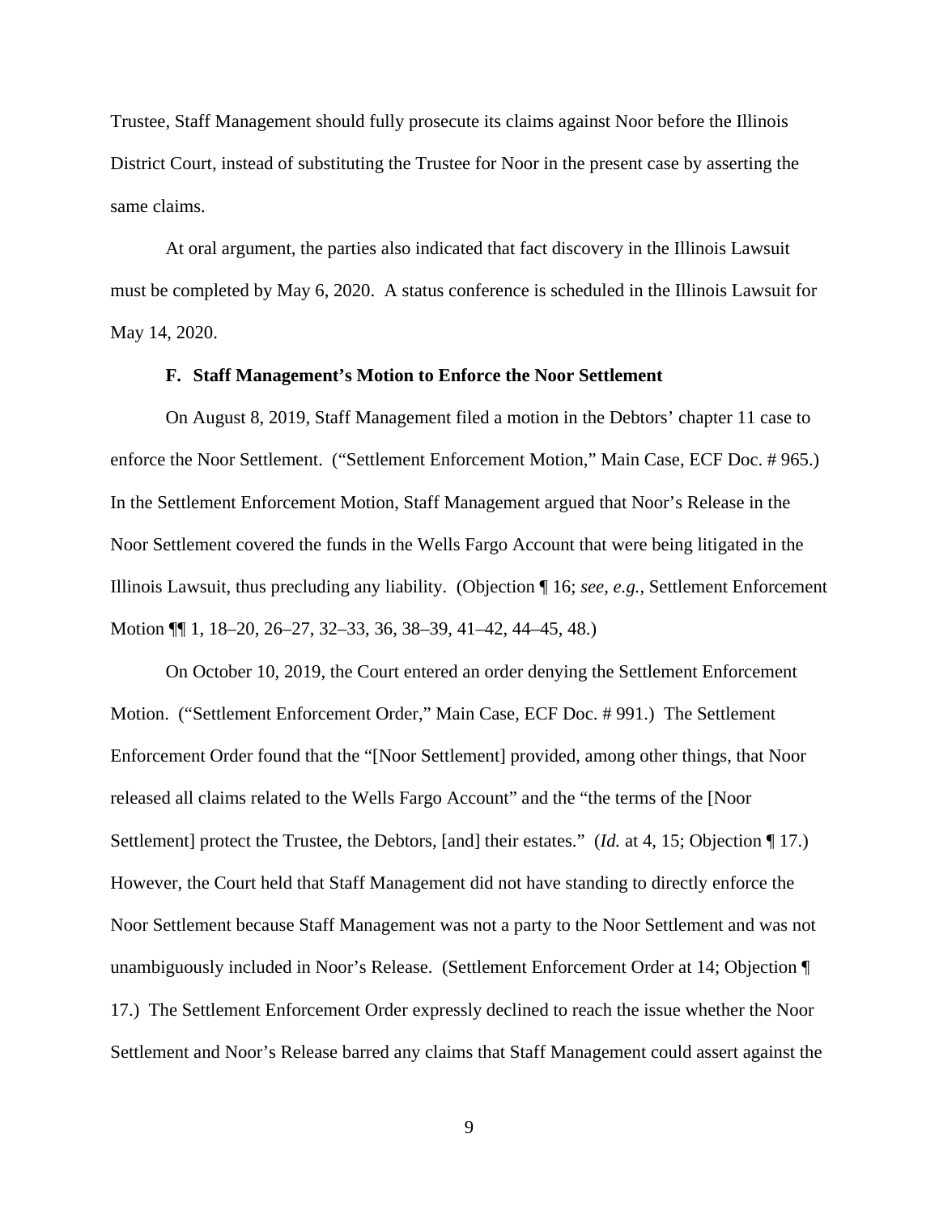Trustee, Staff Management should fully prosecute its claims against Noor before the Illinois District Court, instead of substituting the Trustee for Noor in the present case by asserting the same claims.

At oral argument, the parties also indicated that fact discovery in the Illinois Lawsuit must be completed by May 6, 2020. A status conference is scheduled in the Illinois Lawsuit for May 14, 2020.

### F. Staff Management's Motion to Enforce the Noor Settlement

On August 8, 2019, Staff Management filed a motion in the Debtors' chapter 11 case to enforce the Noor Settlement. ("Settlement Enforcement Motion," Main Case, ECF Doc. # 965.) In the Settlement Enforcement Motion, Staff Management argued that Noor's Release in the Noor Settlement covered the funds in the Wells Fargo Account that were being litigated in the Illinois Lawsuit, thus precluding any liability. (Objection ¶ 16; *see, e.g.*, Settlement Enforcement Motion ¶¶ 1, 18–20, 26–27, 32–33, 36, 38–39, 41–42, 44–45, 48.)

On October 10, 2019, the Court entered an order denying the Settlement Enforcement Motion. ("Settlement Enforcement Order," Main Case, ECF Doc. # 991.) The Settlement Enforcement Order found that the "[Noor Settlement] provided, among other things, that Noor released all claims related to the Wells Fargo Account" and the "the terms of the [Noor Settlement] protect the Trustee, the Debtors, [and] their estates." (*Id.* at 4, 15; Objection ¶ 17.) However, the Court held that Staff Management did not have standing to directly enforce the Noor Settlement because Staff Management was not a party to the Noor Settlement and was not unambiguously included in Noor's Release. (Settlement Enforcement Order at 14; Objection ¶ 17.) The Settlement Enforcement Order expressly declined to reach the issue whether the Noor Settlement and Noor's Release barred any claims that Staff Management could assert against the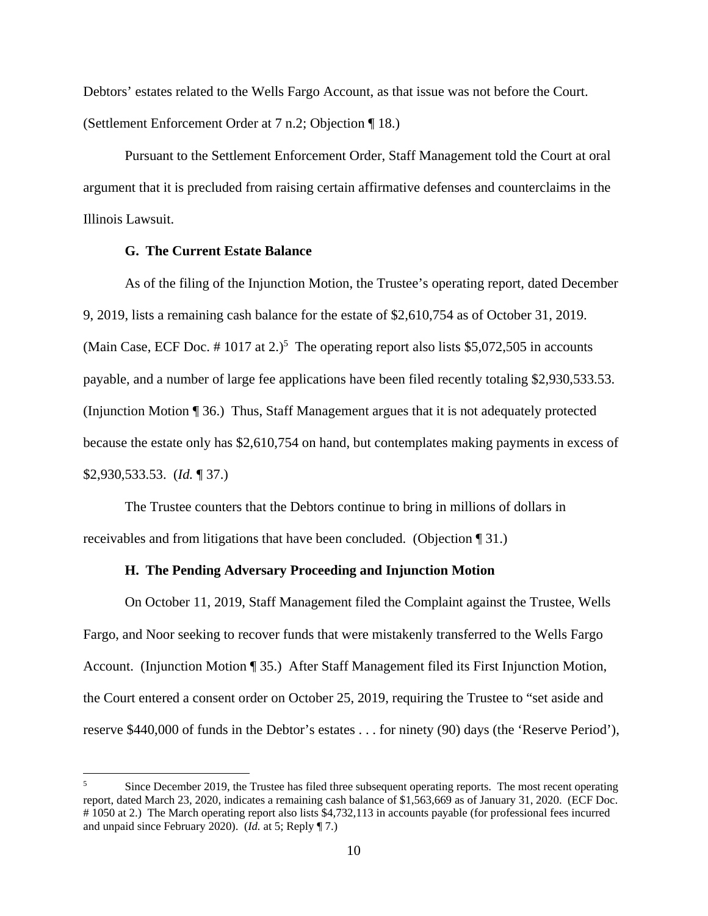Debtors' estates related to the Wells Fargo Account, as that issue was not before the Court. (Settlement Enforcement Order at 7 n.2; Objection ¶ 18.)

Pursuant to the Settlement Enforcement Order, Staff Management told the Court at oral argument that it is precluded from raising certain affirmative defenses and counterclaims in the Illinois Lawsuit.

### G. The Current Estate Balance

As of the filing of the Injunction Motion, the Trustee's operating report, dated December 9, 2019, lists a remaining cash balance for the estate of $2,610,754 as of October 31, 2019. (Main Case, ECF Doc. # 1017 at 2.)[5] The operating report also lists $5,072,505 in accounts payable, and a number of large fee applications have been filed recently totaling $2,930,533.53. (Injunction Motion ¶ 36.) Thus, Staff Management argues that it is not adequately protected because the estate only has $2,610,754 on hand, but contemplates making payments in excess of $2,930,533.53. (*Id.* ¶ 37.)

The Trustee counters that the Debtors continue to bring in millions of dollars in receivables and from litigations that have been concluded. (Objection ¶ 31.)

### H. The Pending Adversary Proceeding and Injunction Motion

On October 11, 2019, Staff Management filed the Complaint against the Trustee, Wells Fargo, and Noor seeking to recover funds that were mistakenly transferred to the Wells Fargo Account. (Injunction Motion ¶ 35.) After Staff Management filed its First Injunction Motion, the Court entered a consent order on October 25, 2019, requiring the Trustee to "set aside and reserve $440,000 of funds in the Debtor's estates . . . for ninety (90) days (the 'Reserve Period'),

---

[5] Since December 2019, the Trustee has filed three subsequent operating reports. The most recent operating report, dated March 23, 2020, indicates a remaining cash balance of $1,563,669 as of January 31, 2020. (ECF Doc. # 1050 at 2.) The March operating report also lists $4,732,113 in accounts payable (for professional fees incurred and unpaid since February 2020). (*Id.* at 5; Reply ¶ 7.)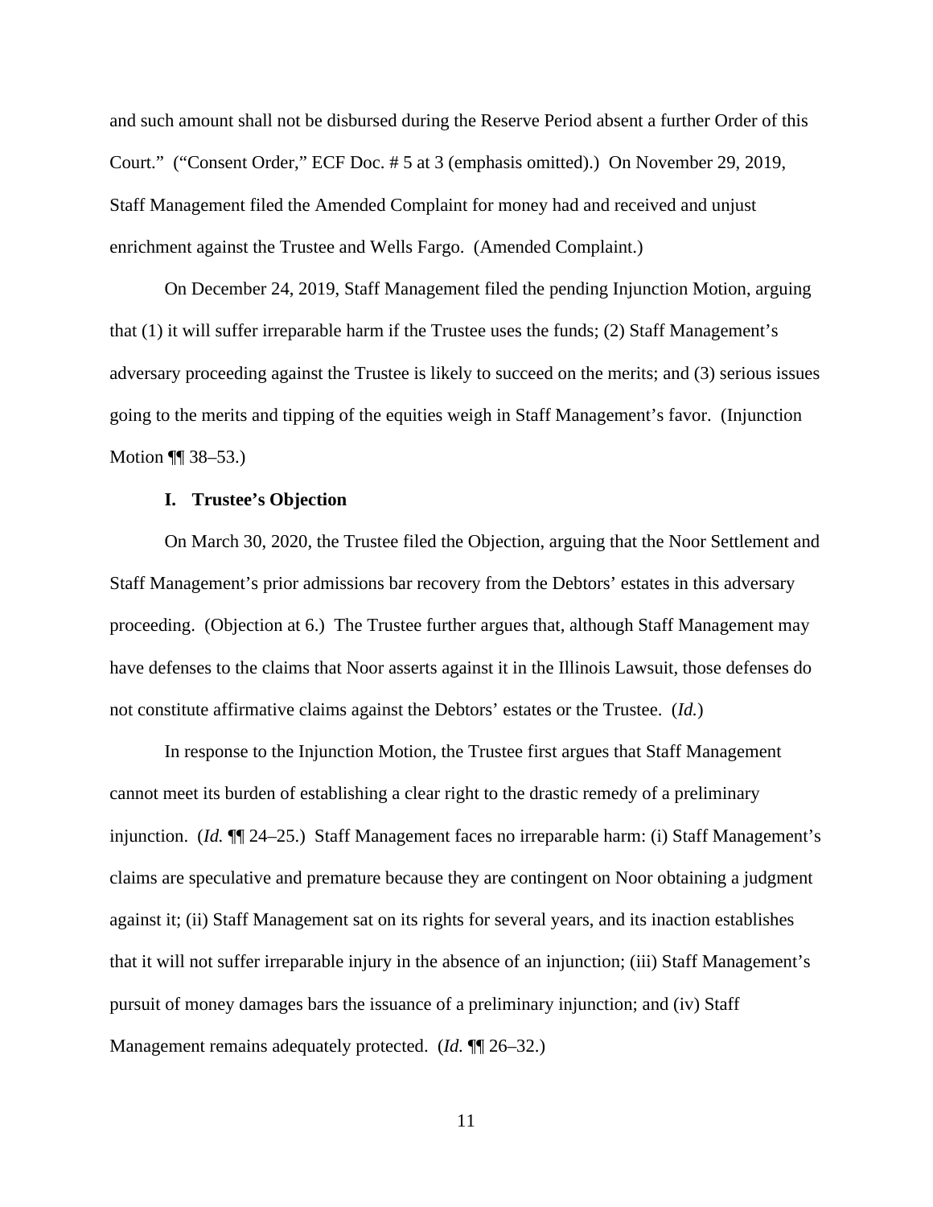and such amount shall not be disbursed during the Reserve Period absent a further Order of this Court." ("Consent Order," ECF Doc. # 5 at 3 (emphasis omitted).) On November 29, 2019, Staff Management filed the Amended Complaint for money had and received and unjust enrichment against the Trustee and Wells Fargo. (Amended Complaint.)

On December 24, 2019, Staff Management filed the pending Injunction Motion, arguing that (1) it will suffer irreparable harm if the Trustee uses the funds; (2) Staff Management's adversary proceeding against the Trustee is likely to succeed on the merits; and (3) serious issues going to the merits and tipping of the equities weigh in Staff Management's favor. (Injunction Motion ¶¶ 38–53.)

### I. Trustee's Objection

On March 30, 2020, the Trustee filed the Objection, arguing that the Noor Settlement and Staff Management's prior admissions bar recovery from the Debtors' estates in this adversary proceeding. (Objection at 6.) The Trustee further argues that, although Staff Management may have defenses to the claims that Noor asserts against it in the Illinois Lawsuit, those defenses do not constitute affirmative claims against the Debtors' estates or the Trustee. (*Id.*)

In response to the Injunction Motion, the Trustee first argues that Staff Management cannot meet its burden of establishing a clear right to the drastic remedy of a preliminary injunction. (*Id.* ¶¶ 24–25.) Staff Management faces no irreparable harm: (i) Staff Management's claims are speculative and premature because they are contingent on Noor obtaining a judgment against it; (ii) Staff Management sat on its rights for several years, and its inaction establishes that it will not suffer irreparable injury in the absence of an injunction; (iii) Staff Management's pursuit of money damages bars the issuance of a preliminary injunction; and (iv) Staff Management remains adequately protected. (*Id.* ¶¶ 26–32.)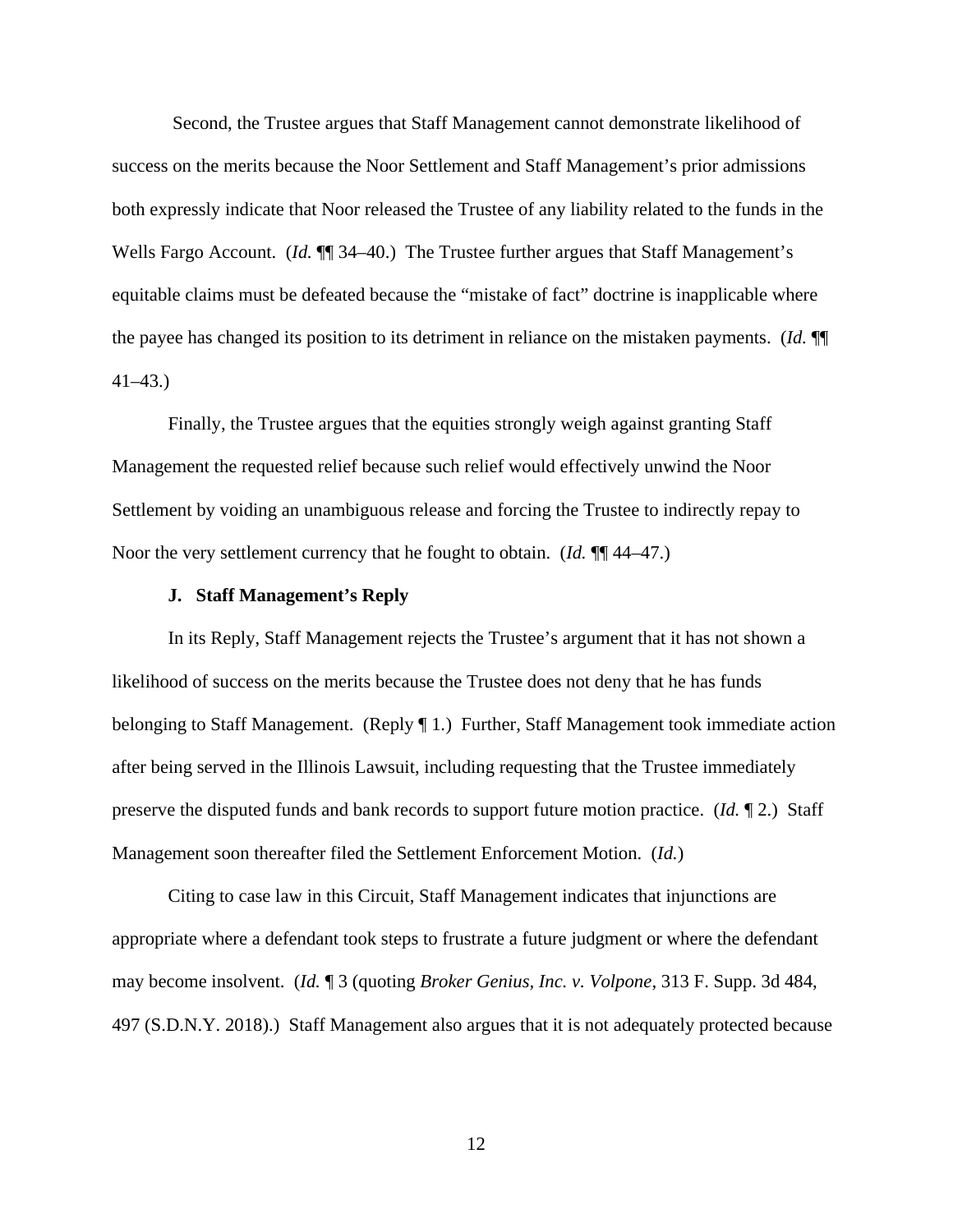Second, the Trustee argues that Staff Management cannot demonstrate likelihood of success on the merits because the Noor Settlement and Staff Management's prior admissions both expressly indicate that Noor released the Trustee of any liability related to the funds in the Wells Fargo Account. (*Id.* ¶¶ 34–40.) The Trustee further argues that Staff Management's equitable claims must be defeated because the "mistake of fact" doctrine is inapplicable where the payee has changed its position to its detriment in reliance on the mistaken payments. (*Id.* ¶¶ 41–43.)

Finally, the Trustee argues that the equities strongly weigh against granting Staff Management the requested relief because such relief would effectively unwind the Noor Settlement by voiding an unambiguous release and forcing the Trustee to indirectly repay to Noor the very settlement currency that he fought to obtain. (*Id.* ¶¶ 44–47.)

### J. Staff Management's Reply

In its Reply, Staff Management rejects the Trustee's argument that it has not shown a likelihood of success on the merits because the Trustee does not deny that he has funds belonging to Staff Management. (Reply ¶ 1.) Further, Staff Management took immediate action after being served in the Illinois Lawsuit, including requesting that the Trustee immediately preserve the disputed funds and bank records to support future motion practice. (*Id.* ¶ 2.) Staff Management soon thereafter filed the Settlement Enforcement Motion. (*Id.*)

Citing to case law in this Circuit, Staff Management indicates that injunctions are appropriate where a defendant took steps to frustrate a future judgment or where the defendant may become insolvent. (*Id.* ¶ 3 (quoting *Broker Genius, Inc. v. Volpone*, 313 F. Supp. 3d 484, 497 (S.D.N.Y. 2018).) Staff Management also argues that it is not adequately protected because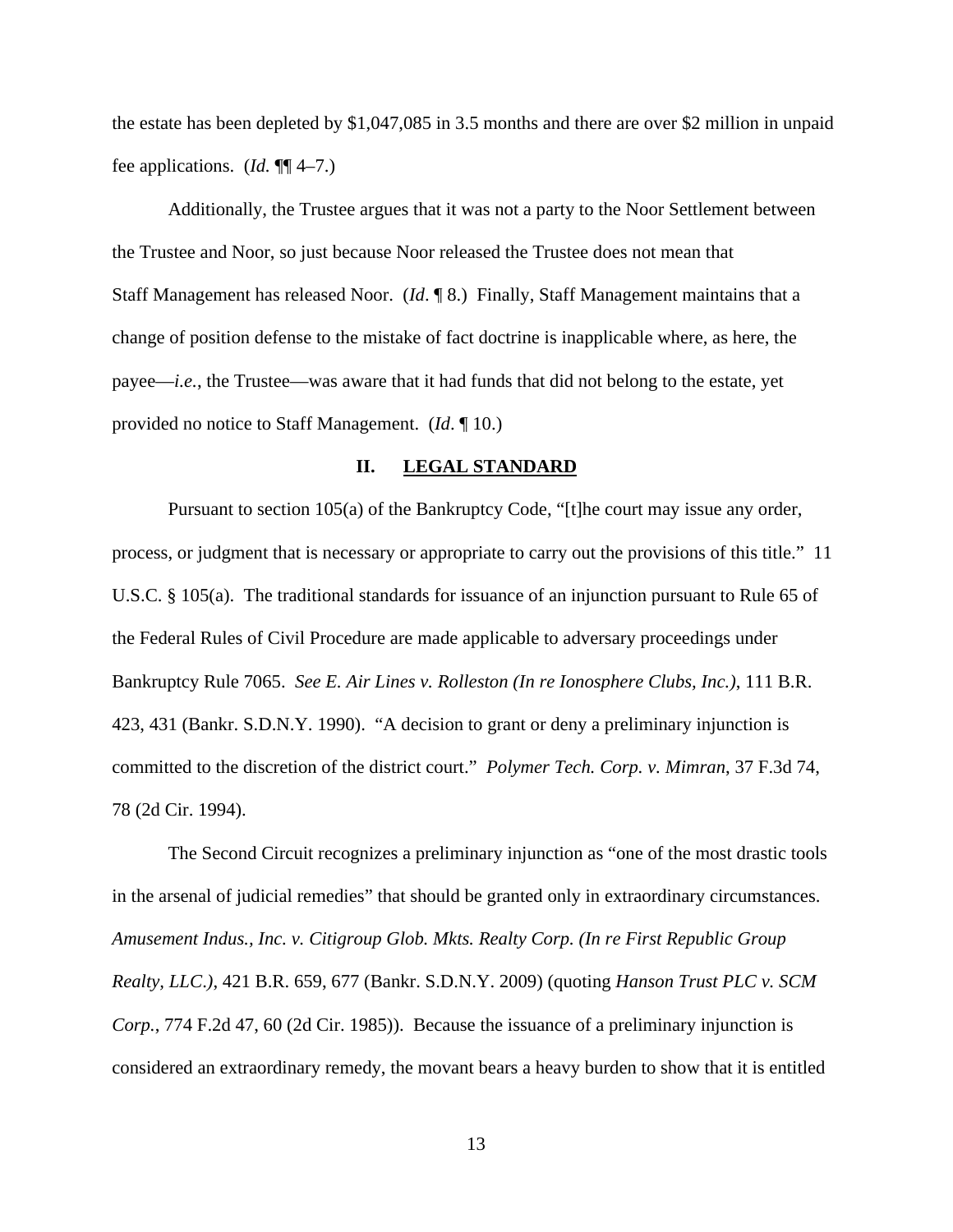the estate has been depleted by $1,047,085 in 3.5 months and there are over $2 million in unpaid fee applications. (*Id.* ¶¶ 4–7.)

Additionally, the Trustee argues that it was not a party to the Noor Settlement between the Trustee and Noor, so just because Noor released the Trustee does not mean that Staff Management has released Noor. (*Id*. ¶ 8.) Finally, Staff Management maintains that a change of position defense to the mistake of fact doctrine is inapplicable where, as here, the payee—*i.e.*, the Trustee—was aware that it had funds that did not belong to the estate, yet provided no notice to Staff Management. (*Id*. ¶ 10.)

## II. LEGAL STANDARD

Pursuant to section 105(a) of the Bankruptcy Code, "[t]he court may issue any order, process, or judgment that is necessary or appropriate to carry out the provisions of this title." 11 U.S.C. § 105(a). The traditional standards for issuance of an injunction pursuant to Rule 65 of the Federal Rules of Civil Procedure are made applicable to adversary proceedings under Bankruptcy Rule 7065. *See E. Air Lines v. Rolleston (In re Ionosphere Clubs, Inc.)*, 111 B.R. 423, 431 (Bankr. S.D.N.Y. 1990). "A decision to grant or deny a preliminary injunction is committed to the discretion of the district court." *Polymer Tech. Corp. v. Mimran*, 37 F.3d 74, 78 (2d Cir. 1994).

The Second Circuit recognizes a preliminary injunction as "one of the most drastic tools in the arsenal of judicial remedies" that should be granted only in extraordinary circumstances. *Amusement Indus., Inc. v. Citigroup Glob. Mkts. Realty Corp. (In re First Republic Group Realty, LLC.)*, 421 B.R. 659, 677 (Bankr. S.D.N.Y. 2009) (quoting *Hanson Trust PLC v. SCM Corp.*, 774 F.2d 47, 60 (2d Cir. 1985)). Because the issuance of a preliminary injunction is considered an extraordinary remedy, the movant bears a heavy burden to show that it is entitled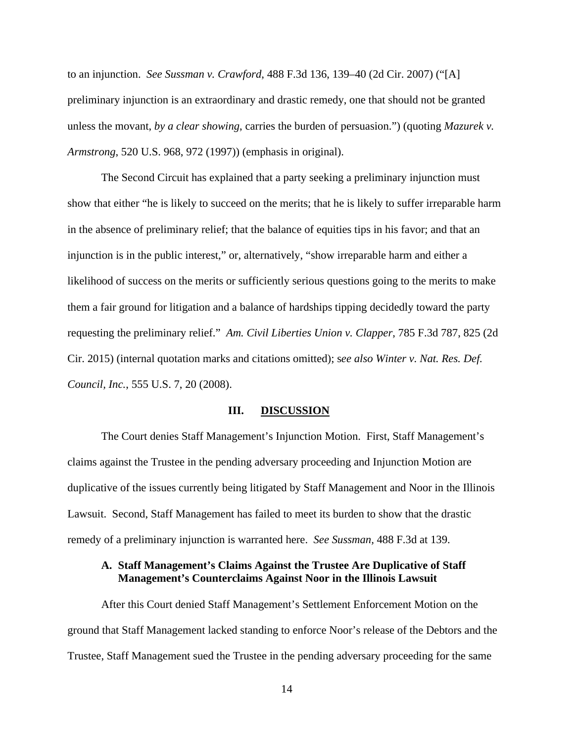to an injunction. *See Sussman v. Crawford*, 488 F.3d 136, 139–40 (2d Cir. 2007) ("[A] preliminary injunction is an extraordinary and drastic remedy, one that should not be granted unless the movant, *by a clear showing*, carries the burden of persuasion.") (quoting *Mazurek v. Armstrong*, 520 U.S. 968, 972 (1997)) (emphasis in original).

The Second Circuit has explained that a party seeking a preliminary injunction must show that either "he is likely to succeed on the merits; that he is likely to suffer irreparable harm in the absence of preliminary relief; that the balance of equities tips in his favor; and that an injunction is in the public interest," or, alternatively, "show irreparable harm and either a likelihood of success on the merits or sufficiently serious questions going to the merits to make them a fair ground for litigation and a balance of hardships tipping decidedly toward the party requesting the preliminary relief." *Am. Civil Liberties Union v. Clapper*, 785 F.3d 787, 825 (2d Cir. 2015) (internal quotation marks and citations omitted); s*ee also Winter v. Nat. Res. Def. Council, Inc.*, 555 U.S. 7, 20 (2008).

## III. DISCUSSION

The Court denies Staff Management's Injunction Motion. First, Staff Management's claims against the Trustee in the pending adversary proceeding and Injunction Motion are duplicative of the issues currently being litigated by Staff Management and Noor in the Illinois Lawsuit. Second, Staff Management has failed to meet its burden to show that the drastic remedy of a preliminary injunction is warranted here. *See Sussman*, 488 F.3d at 139.

### A. Staff Management's Claims Against the Trustee Are Duplicative of Staff Management's Counterclaims Against Noor in the Illinois Lawsuit

After this Court denied Staff Management's Settlement Enforcement Motion on the ground that Staff Management lacked standing to enforce Noor's release of the Debtors and the Trustee, Staff Management sued the Trustee in the pending adversary proceeding for the same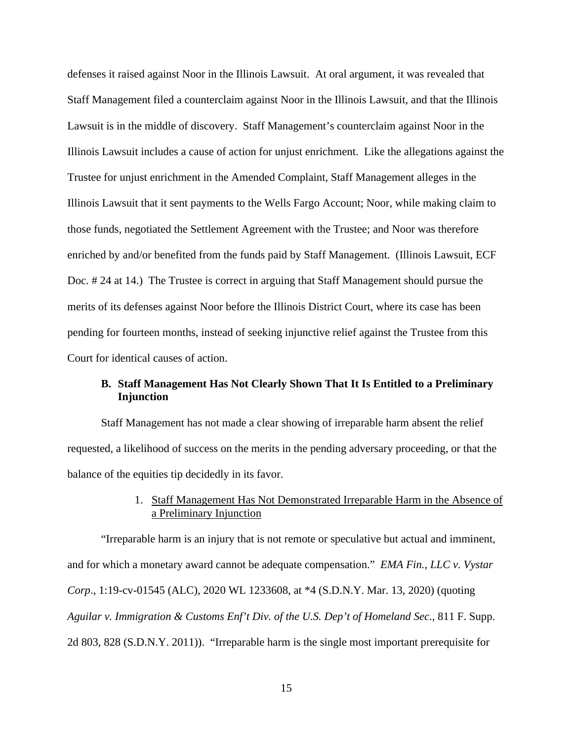defenses it raised against Noor in the Illinois Lawsuit. At oral argument, it was revealed that Staff Management filed a counterclaim against Noor in the Illinois Lawsuit, and that the Illinois Lawsuit is in the middle of discovery. Staff Management's counterclaim against Noor in the Illinois Lawsuit includes a cause of action for unjust enrichment. Like the allegations against the Trustee for unjust enrichment in the Amended Complaint, Staff Management alleges in the Illinois Lawsuit that it sent payments to the Wells Fargo Account; Noor, while making claim to those funds, negotiated the Settlement Agreement with the Trustee; and Noor was therefore enriched by and/or benefited from the funds paid by Staff Management. (Illinois Lawsuit, ECF Doc. # 24 at 14.) The Trustee is correct in arguing that Staff Management should pursue the merits of its defenses against Noor before the Illinois District Court, where its case has been pending for fourteen months, instead of seeking injunctive relief against the Trustee from this Court for identical causes of action.

### B. Staff Management Has Not Clearly Shown That It Is Entitled to a Preliminary Injunction

Staff Management has not made a clear showing of irreparable harm absent the relief requested, a likelihood of success on the merits in the pending adversary proceeding, or that the balance of the equities tip decidedly in its favor.

#### 1. Staff Management Has Not Demonstrated Irreparable Harm in the Absence of a Preliminary Injunction

"Irreparable harm is an injury that is not remote or speculative but actual and imminent, and for which a monetary award cannot be adequate compensation." *EMA Fin., LLC v. Vystar Corp.*, 1:19-cv-01545 (ALC), 2020 WL 1233608, at *4 (S.D.N.Y. Mar. 13, 2020) (quoting *Aguilar v. Immigration & Customs Enf't Div. of the U.S. Dep't of Homeland Sec.*, 811 F. Supp. 2d 803, 828 (S.D.N.Y. 2011)). "Irreparable harm is the single most important prerequisite for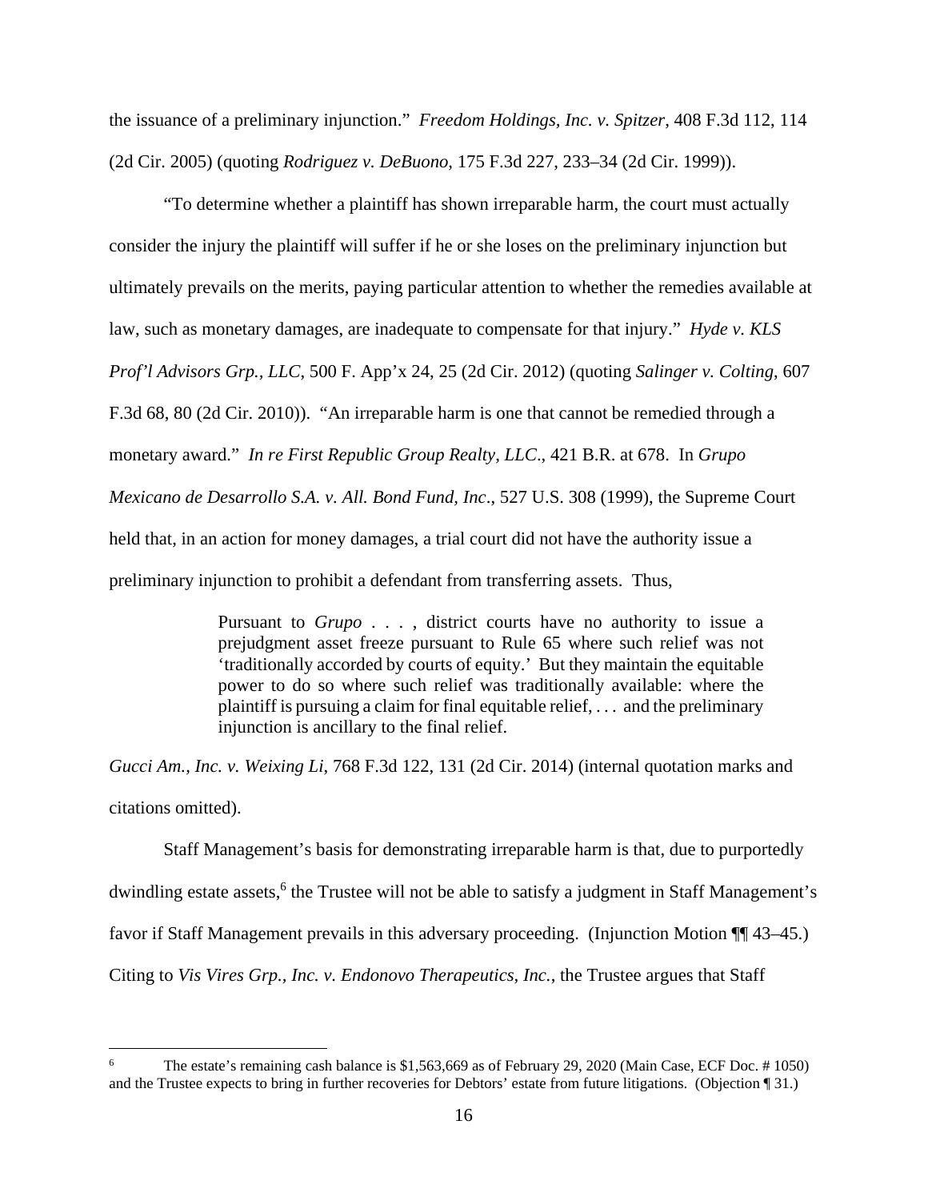the issuance of a preliminary injunction." *Freedom Holdings, Inc. v. Spitzer*, 408 F.3d 112, 114 (2d Cir. 2005) (quoting *Rodriguez v. DeBuono*, 175 F.3d 227, 233–34 (2d Cir. 1999)).

"To determine whether a plaintiff has shown irreparable harm, the court must actually consider the injury the plaintiff will suffer if he or she loses on the preliminary injunction but ultimately prevails on the merits, paying particular attention to whether the remedies available at law, such as monetary damages, are inadequate to compensate for that injury." *Hyde v. KLS Prof'l Advisors Grp., LLC*, 500 F. App'x 24, 25 (2d Cir. 2012) (quoting *Salinger v. Colting*, 607 F.3d 68, 80 (2d Cir. 2010)). "An irreparable harm is one that cannot be remedied through a monetary award." *In re First Republic Group Realty, LLC.*, 421 B.R. at 678. In *Grupo Mexicano de Desarrollo S.A. v. All. Bond Fund, Inc*., 527 U.S. 308 (1999), the Supreme Court held that, in an action for money damages, a trial court did not have the authority issue a preliminary injunction to prohibit a defendant from transferring assets. Thus,

> Pursuant to *Grupo* . . . , district courts have no authority to issue a prejudgment asset freeze pursuant to Rule 65 where such relief was not 'traditionally accorded by courts of equity.' But they maintain the equitable power to do so where such relief was traditionally available: where the plaintiff is pursuing a claim for final equitable relief, . . . and the preliminary injunction is ancillary to the final relief.

*Gucci Am., Inc. v. Weixing Li*, 768 F.3d 122, 131 (2d Cir. 2014) (internal quotation marks and citations omitted).

Staff Management's basis for demonstrating irreparable harm is that, due to purportedly dwindling estate assets,[6] the Trustee will not be able to satisfy a judgment in Staff Management's favor if Staff Management prevails in this adversary proceeding. (Injunction Motion ¶¶ 43–45.) Citing to *Vis Vires Grp., Inc. v. Endonovo Therapeutics, Inc.*, the Trustee argues that Staff

---

[6] The estate's remaining cash balance is $1,563,669 as of February 29, 2020 (Main Case, ECF Doc. # 1050) and the Trustee expects to bring in further recoveries for Debtors' estate from future litigations. (Objection ¶ 31.)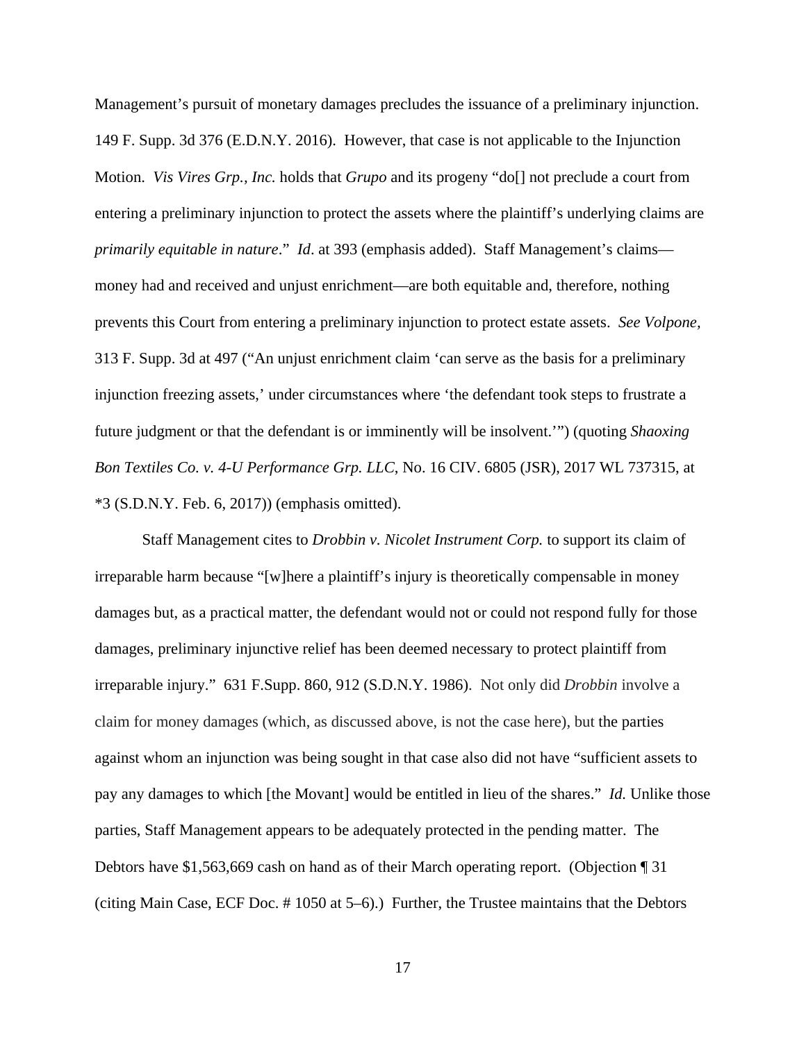Management's pursuit of monetary damages precludes the issuance of a preliminary injunction. 149 F. Supp. 3d 376 (E.D.N.Y. 2016). However, that case is not applicable to the Injunction Motion. *Vis Vires Grp., Inc.* holds that *Grupo* and its progeny "do[] not preclude a court from entering a preliminary injunction to protect the assets where the plaintiff's underlying claims are *primarily equitable in nature*." *Id*. at 393 (emphasis added). Staff Management's claims—money had and received and unjust enrichment—are both equitable and, therefore, nothing prevents this Court from entering a preliminary injunction to protect estate assets. *See Volpone,* 313 F. Supp. 3d at 497 ("An unjust enrichment claim 'can serve as the basis for a preliminary injunction freezing assets,' under circumstances where 'the defendant took steps to frustrate a future judgment or that the defendant is or imminently will be insolvent.'") (quoting *Shaoxing Bon Textiles Co. v. 4-U Performance Grp. LLC*, No. 16 CIV. 6805 (JSR), 2017 WL 737315, at *3 (S.D.N.Y. Feb. 6, 2017)) (emphasis omitted).

Staff Management cites to *Drobbin v. Nicolet Instrument Corp.* to support its claim of irreparable harm because "[w]here a plaintiff's injury is theoretically compensable in money damages but, as a practical matter, the defendant would not or could not respond fully for those damages, preliminary injunctive relief has been deemed necessary to protect plaintiff from irreparable injury." 631 F.Supp. 860, 912 (S.D.N.Y. 1986). Not only did *Drobbin* involve a claim for money damages (which, as discussed above, is not the case here), but the parties against whom an injunction was being sought in that case also did not have "sufficient assets to pay any damages to which [the Movant] would be entitled in lieu of the shares." *Id.* Unlike those parties, Staff Management appears to be adequately protected in the pending matter. The Debtors have $1,563,669 cash on hand as of their March operating report. (Objection ¶ 31 (citing Main Case, ECF Doc. # 1050 at 5–6).) Further, the Trustee maintains that the Debtors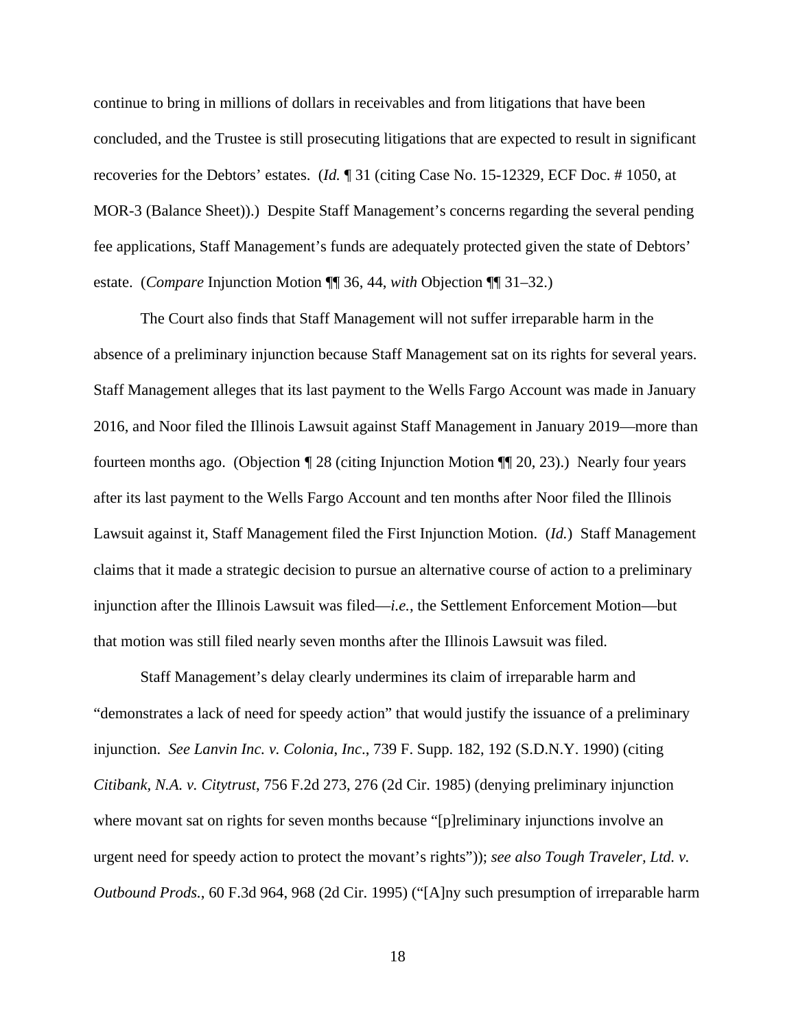continue to bring in millions of dollars in receivables and from litigations that have been concluded, and the Trustee is still prosecuting litigations that are expected to result in significant recoveries for the Debtors' estates. (*Id.* ¶ 31 (citing Case No. 15-12329, ECF Doc. # 1050, at MOR-3 (Balance Sheet)).) Despite Staff Management's concerns regarding the several pending fee applications, Staff Management's funds are adequately protected given the state of Debtors' estate. (*Compare* Injunction Motion ¶¶ 36, 44, *with* Objection ¶¶ 31–32.)

The Court also finds that Staff Management will not suffer irreparable harm in the absence of a preliminary injunction because Staff Management sat on its rights for several years. Staff Management alleges that its last payment to the Wells Fargo Account was made in January 2016, and Noor filed the Illinois Lawsuit against Staff Management in January 2019—more than fourteen months ago. (Objection ¶ 28 (citing Injunction Motion ¶¶ 20, 23).) Nearly four years after its last payment to the Wells Fargo Account and ten months after Noor filed the Illinois Lawsuit against it, Staff Management filed the First Injunction Motion. (*Id.*) Staff Management claims that it made a strategic decision to pursue an alternative course of action to a preliminary injunction after the Illinois Lawsuit was filed—*i.e.*, the Settlement Enforcement Motion—but that motion was still filed nearly seven months after the Illinois Lawsuit was filed.

Staff Management's delay clearly undermines its claim of irreparable harm and "demonstrates a lack of need for speedy action" that would justify the issuance of a preliminary injunction. *See Lanvin Inc. v. Colonia, Inc*., 739 F. Supp. 182, 192 (S.D.N.Y. 1990) (citing *Citibank, N.A. v. Citytrust*, 756 F.2d 273, 276 (2d Cir. 1985) (denying preliminary injunction where movant sat on rights for seven months because "[p]reliminary injunctions involve an urgent need for speedy action to protect the movant's rights")); *see also Tough Traveler, Ltd. v. Outbound Prods.*, 60 F.3d 964, 968 (2d Cir. 1995) ("[A]ny such presumption of irreparable harm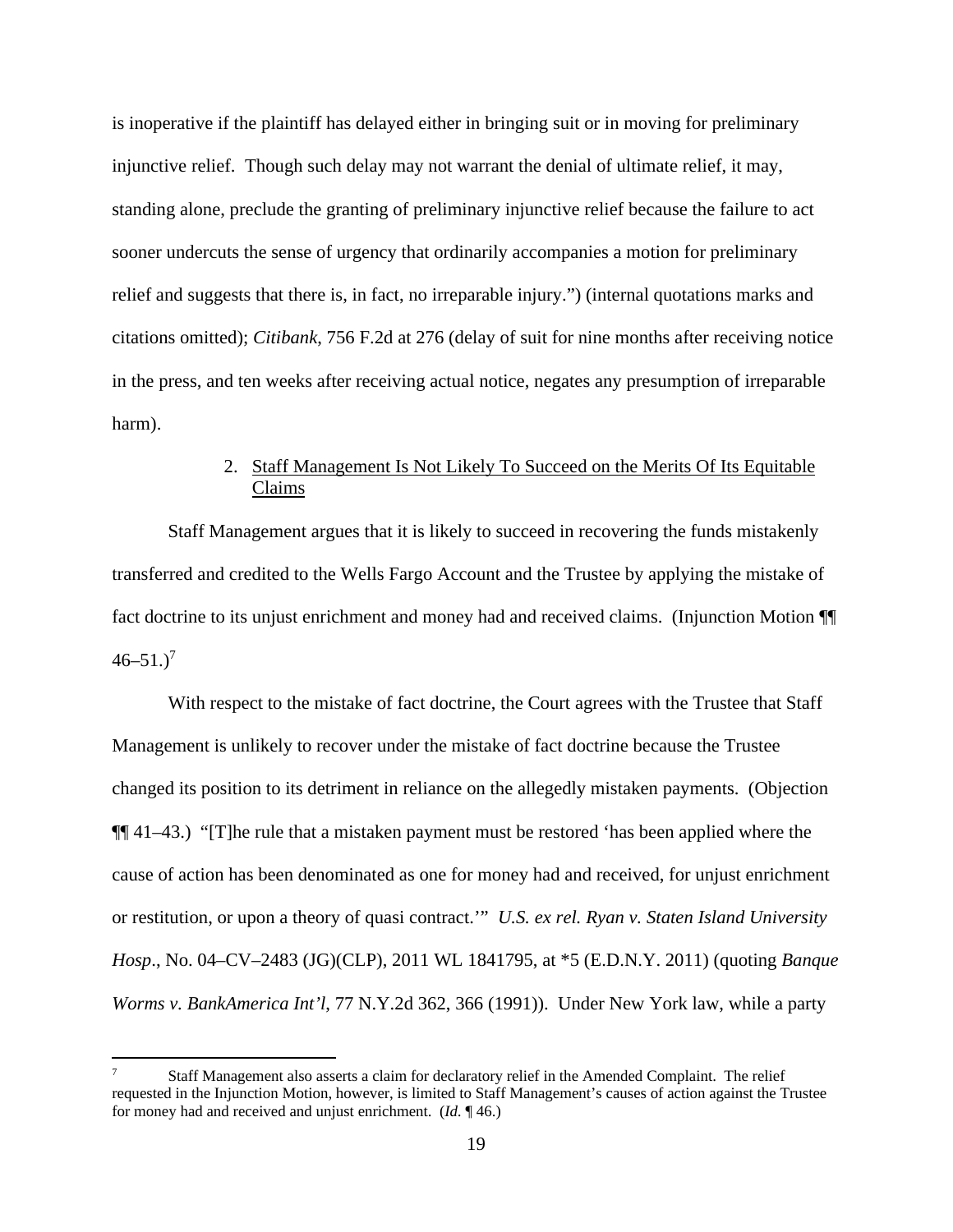is inoperative if the plaintiff has delayed either in bringing suit or in moving for preliminary injunctive relief. Though such delay may not warrant the denial of ultimate relief, it may, standing alone, preclude the granting of preliminary injunctive relief because the failure to act sooner undercuts the sense of urgency that ordinarily accompanies a motion for preliminary relief and suggests that there is, in fact, no irreparable injury.") (internal quotations marks and citations omitted); *Citibank*, 756 F.2d at 276 (delay of suit for nine months after receiving notice in the press, and ten weeks after receiving actual notice, negates any presumption of irreparable harm).

2. Staff Management Is Not Likely To Succeed on the Merits Of Its Equitable Claims

Staff Management argues that it is likely to succeed in recovering the funds mistakenly transferred and credited to the Wells Fargo Account and the Trustee by applying the mistake of fact doctrine to its unjust enrichment and money had and received claims. (Injunction Motion ¶¶ 46–51.)[7]

With respect to the mistake of fact doctrine, the Court agrees with the Trustee that Staff Management is unlikely to recover under the mistake of fact doctrine because the Trustee changed its position to its detriment in reliance on the allegedly mistaken payments. (Objection ¶¶ 41–43.) "[T]he rule that a mistaken payment must be restored 'has been applied where the cause of action has been denominated as one for money had and received, for unjust enrichment or restitution, or upon a theory of quasi contract.'" *U.S. ex rel. Ryan v. Staten Island University Hosp.*, No. 04–CV–2483 (JG)(CLP), 2011 WL 1841795, at *5 (E.D.N.Y. 2011) (quoting *Banque Worms v. BankAmerica Int'l*, 77 N.Y.2d 362, 366 (1991)). Under New York law, while a party

---

[7] Staff Management also asserts a claim for declaratory relief in the Amended Complaint. The relief requested in the Injunction Motion, however, is limited to Staff Management's causes of action against the Trustee for money had and received and unjust enrichment. (*Id.* ¶ 46.)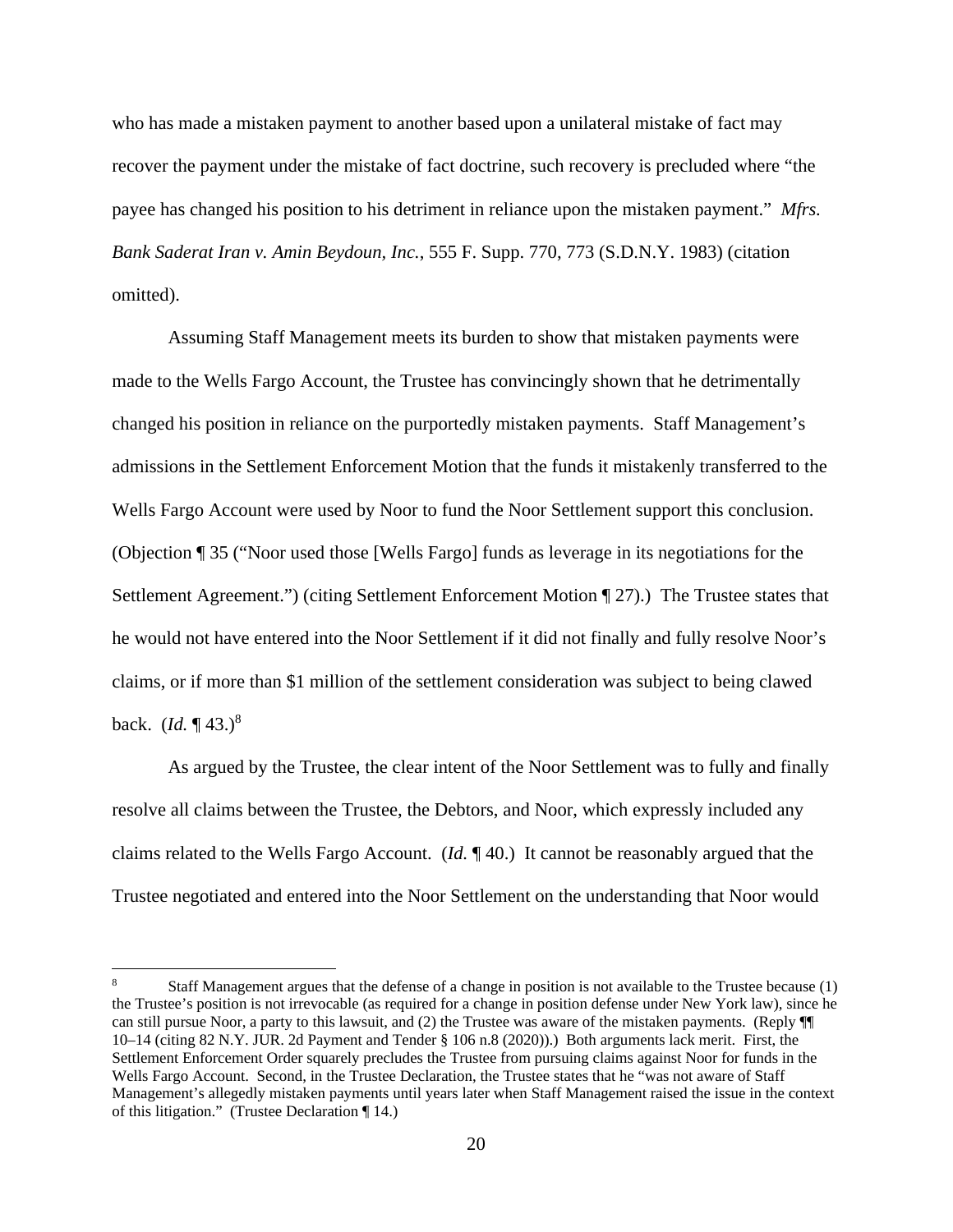who has made a mistaken payment to another based upon a unilateral mistake of fact may recover the payment under the mistake of fact doctrine, such recovery is precluded where "the payee has changed his position to his detriment in reliance upon the mistaken payment." *Mfrs. Bank Saderat Iran v. Amin Beydoun, Inc.*, 555 F. Supp. 770, 773 (S.D.N.Y. 1983) (citation omitted).

Assuming Staff Management meets its burden to show that mistaken payments were made to the Wells Fargo Account, the Trustee has convincingly shown that he detrimentally changed his position in reliance on the purportedly mistaken payments. Staff Management's admissions in the Settlement Enforcement Motion that the funds it mistakenly transferred to the Wells Fargo Account were used by Noor to fund the Noor Settlement support this conclusion. (Objection ¶ 35 ("Noor used those [Wells Fargo] funds as leverage in its negotiations for the Settlement Agreement.") (citing Settlement Enforcement Motion ¶ 27).) The Trustee states that he would not have entered into the Noor Settlement if it did not finally and fully resolve Noor's claims, or if more than $1 million of the settlement consideration was subject to being clawed back. (*Id.* ¶ 43.)[8]

As argued by the Trustee, the clear intent of the Noor Settlement was to fully and finally resolve all claims between the Trustee, the Debtors, and Noor, which expressly included any claims related to the Wells Fargo Account. (*Id.* ¶ 40.) It cannot be reasonably argued that the Trustee negotiated and entered into the Noor Settlement on the understanding that Noor would

---

[8] Staff Management argues that the defense of a change in position is not available to the Trustee because (1) the Trustee's position is not irrevocable (as required for a change in position defense under New York law), since he can still pursue Noor, a party to this lawsuit, and (2) the Trustee was aware of the mistaken payments. (Reply ¶¶ 10–14 (citing 82 N.Y. JUR. 2d Payment and Tender § 106 n.8 (2020)).) Both arguments lack merit. First, the Settlement Enforcement Order squarely precludes the Trustee from pursuing claims against Noor for funds in the Wells Fargo Account. Second, in the Trustee Declaration, the Trustee states that he "was not aware of Staff Management's allegedly mistaken payments until years later when Staff Management raised the issue in the context of this litigation." (Trustee Declaration ¶ 14.)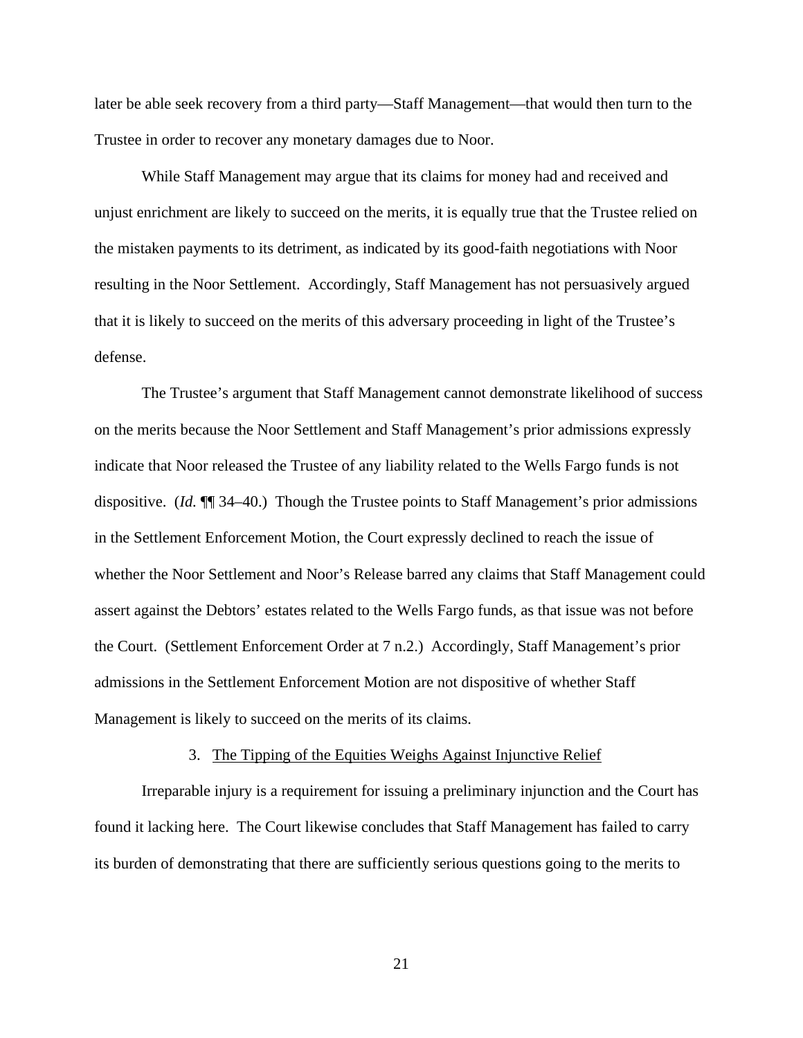later be able seek recovery from a third party—Staff Management—that would then turn to the Trustee in order to recover any monetary damages due to Noor.

While Staff Management may argue that its claims for money had and received and unjust enrichment are likely to succeed on the merits, it is equally true that the Trustee relied on the mistaken payments to its detriment, as indicated by its good-faith negotiations with Noor resulting in the Noor Settlement. Accordingly, Staff Management has not persuasively argued that it is likely to succeed on the merits of this adversary proceeding in light of the Trustee's defense.

The Trustee's argument that Staff Management cannot demonstrate likelihood of success on the merits because the Noor Settlement and Staff Management's prior admissions expressly indicate that Noor released the Trustee of any liability related to the Wells Fargo funds is not dispositive. (*Id.* ¶¶ 34–40.) Though the Trustee points to Staff Management's prior admissions in the Settlement Enforcement Motion, the Court expressly declined to reach the issue of whether the Noor Settlement and Noor's Release barred any claims that Staff Management could assert against the Debtors' estates related to the Wells Fargo funds, as that issue was not before the Court. (Settlement Enforcement Order at 7 n.2.) Accordingly, Staff Management's prior admissions in the Settlement Enforcement Motion are not dispositive of whether Staff Management is likely to succeed on the merits of its claims.

### 3. The Tipping of the Equities Weighs Against Injunctive Relief

Irreparable injury is a requirement for issuing a preliminary injunction and the Court has found it lacking here. The Court likewise concludes that Staff Management has failed to carry its burden of demonstrating that there are sufficiently serious questions going to the merits to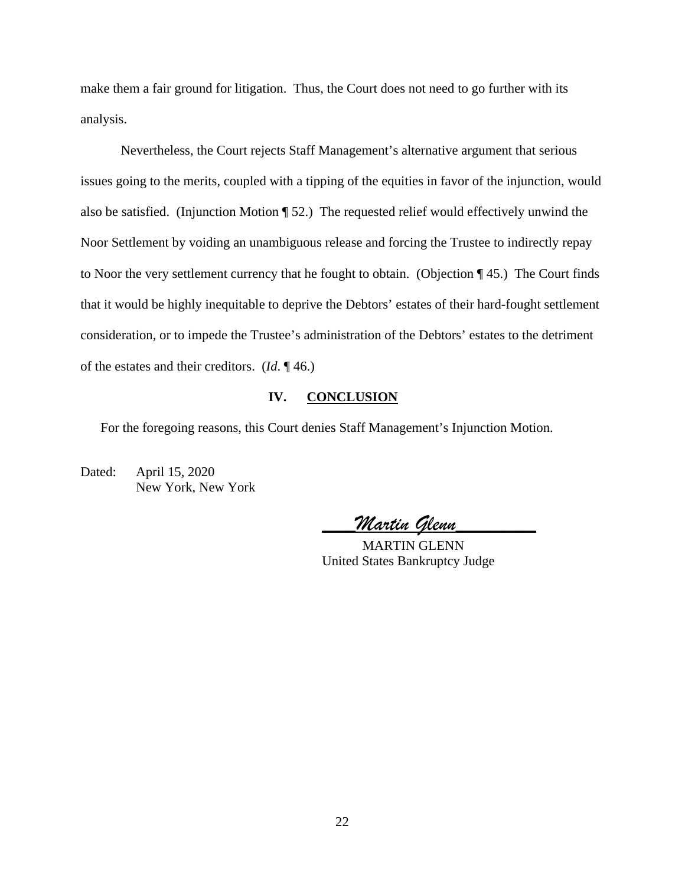make them a fair ground for litigation. Thus, the Court does not need to go further with its analysis.

Nevertheless, the Court rejects Staff Management's alternative argument that serious issues going to the merits, coupled with a tipping of the equities in favor of the injunction, would also be satisfied. (Injunction Motion ¶ 52.) The requested relief would effectively unwind the Noor Settlement by voiding an unambiguous release and forcing the Trustee to indirectly repay to Noor the very settlement currency that he fought to obtain. (Objection ¶ 45.) The Court finds that it would be highly inequitable to deprive the Debtors' estates of their hard-fought settlement consideration, or to impede the Trustee's administration of the Debtors' estates to the detriment of the estates and their creditors. (*Id*. ¶ 46.)

## IV. CONCLUSION

For the foregoing reasons, this Court denies Staff Management's Injunction Motion.

Dated: April 15, 2020
New York, New York

*Martin Glenn*

MARTIN GLENN
United States Bankruptcy Judge